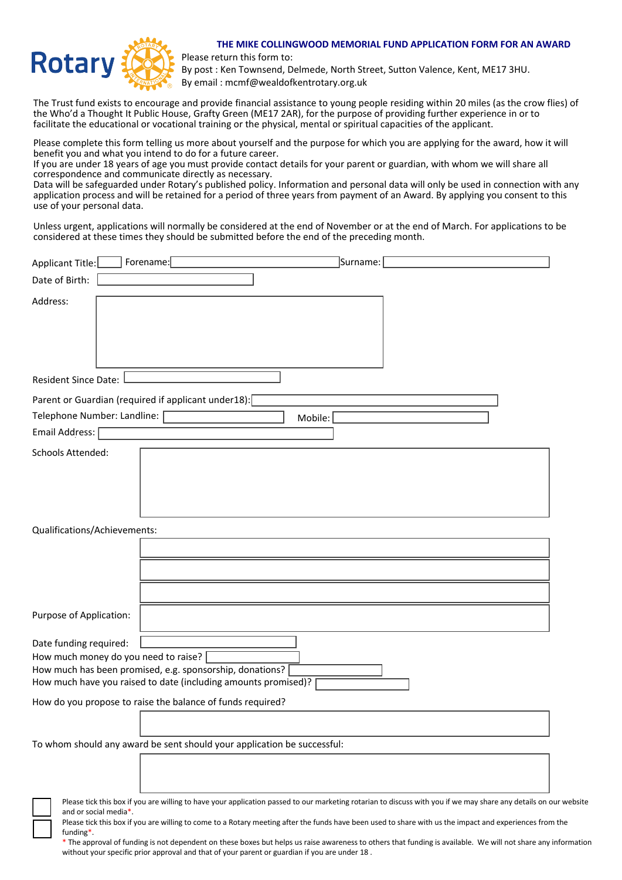Rotary

## THE MIKE COLLINGWOOD MEMORIAL FUND APPLICATION FORM FOR AN AWARD

Please return this form to:
By post : Ken Townsend, Delmede, North Street, Sutton Valence, Kent, ME17 3HU.
By email : mcmf@wealdofkentrotary.org.uk

The Trust fund exists to encourage and provide financial assistance to young people residing within 20 miles (as the crow flies) of the Who'd a Thought It Public House, Grafty Green (ME17 2AR), for the purpose of providing further experience in or to facilitate the educational or vocational training or the physical, mental or spiritual capacities of the applicant.

Please complete this form telling us more about yourself and the purpose for which you are applying for the award, how it will benefit you and what you intend to do for a future career.
If you are under 18 years of age you must provide contact details for your parent or guardian, with whom we will share all correspondence and communicate directly as necessary.
Data will be safeguarded under Rotary's published policy. Information and personal data will only be used in connection with any application process and will be retained for a period of three years from payment of an Award. By applying you consent to this use of your personal data.

Unless urgent, applications will normally be considered at the end of November or at the end of March. For applications to be considered at these times they should be submitted before the end of the preceding month.

Applicant Title: ____ Forename: ____ Surname: ____

Date of Birth: ____

Address: ____

Resident Since Date: ____

Parent or Guardian (required if applicant under18): ____

Telephone Number: Landline: ____ Mobile: ____

Email Address: ____

Schools Attended: ____

Qualifications/Achievements: ____

Purpose of Application: ____

Date funding required: ____

How much money do you need to raise? ____

How much has been promised, e.g. sponsorship, donations? ____

How much have you raised to date (including amounts promised)? ____

How do you propose to raise the balance of funds required?

____

To whom should any award be sent should your application be successful:

____

☐ Please tick this box if you are willing to have your application passed to our marketing rotarian to discuss with you if we may share any details on our website and or social media*.

☐ Please tick this box if you are willing to come to a Rotary meeting after the funds have been used to share with us the impact and experiences from the funding*.

\* The approval of funding is not dependent on these boxes but helps us raise awareness to others that funding is available. We will not share any information without your specific prior approval and that of your parent or guardian if you are under 18 .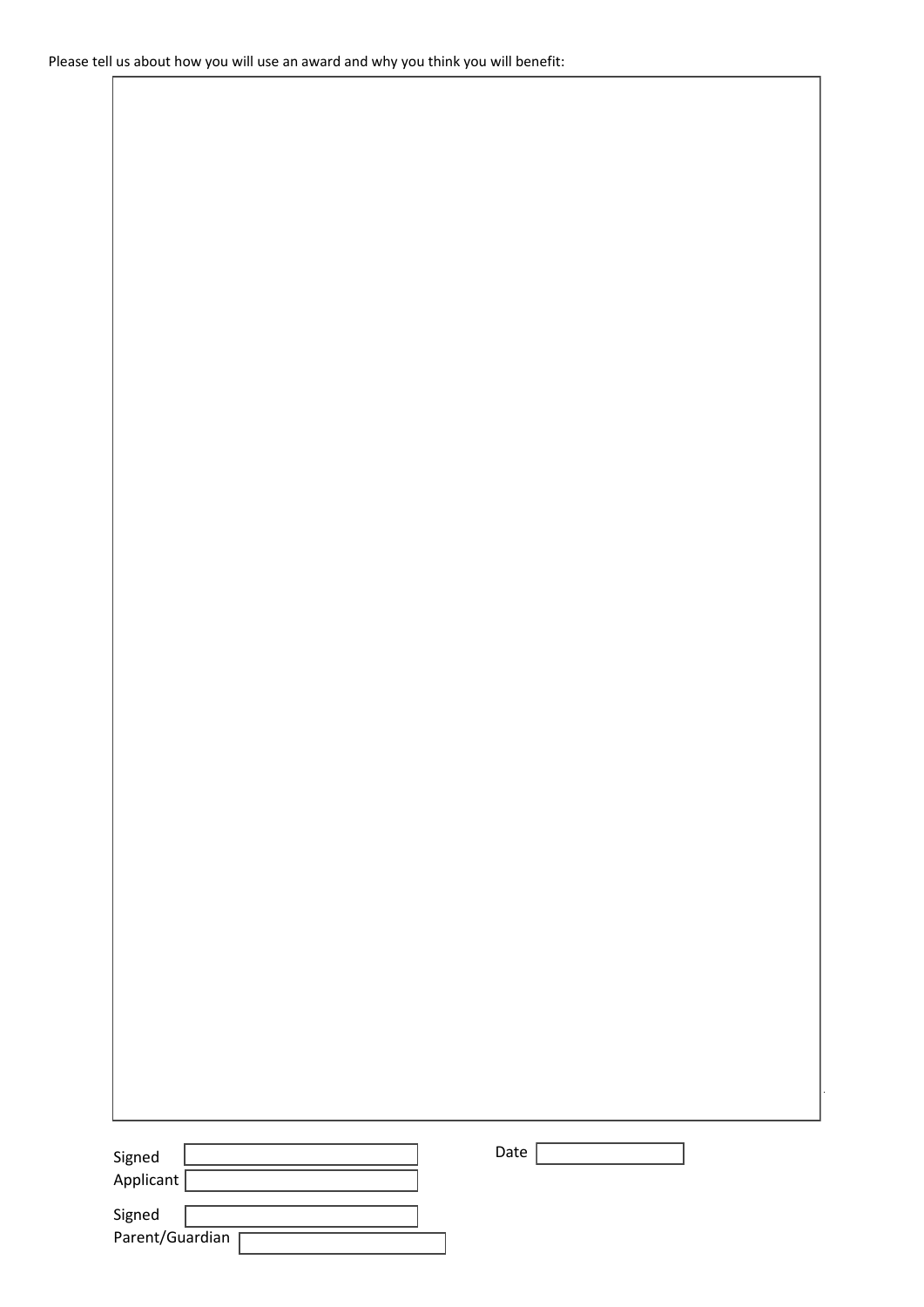Please tell us about how you will use an award and why you think you will benefit:

Signed Applicant

Date

Signed Parent/Guardian